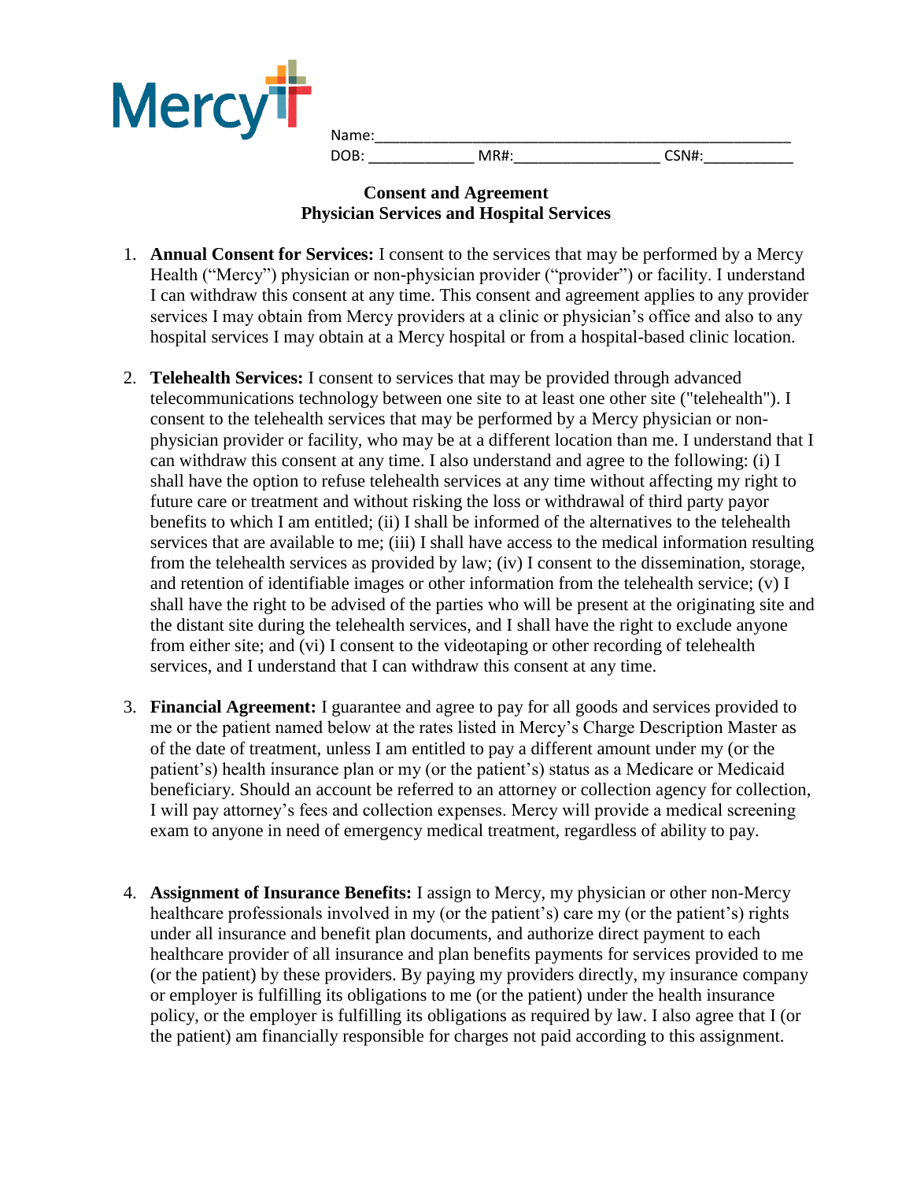Mercy

Name:_______________________________________________

DOB: ____________ MR#:________________ CSN#:__________

**Consent and Agreement**
**Physician Services and Hospital Services**

1. **Annual Consent for Services:** I consent to the services that may be performed by a Mercy Health ("Mercy") physician or non-physician provider ("provider") or facility. I understand I can withdraw this consent at any time. This consent and agreement applies to any provider services I may obtain from Mercy providers at a clinic or physician's office and also to any hospital services I may obtain at a Mercy hospital or from a hospital-based clinic location.

2. **Telehealth Services:** I consent to services that may be provided through advanced telecommunications technology between one site to at least one other site ("telehealth"). I consent to the telehealth services that may be performed by a Mercy physician or non-physician provider or facility, who may be at a different location than me. I understand that I can withdraw this consent at any time. I also understand and agree to the following: (i) I shall have the option to refuse telehealth services at any time without affecting my right to future care or treatment and without risking the loss or withdrawal of third party payor benefits to which I am entitled; (ii) I shall be informed of the alternatives to the telehealth services that are available to me; (iii) I shall have access to the medical information resulting from the telehealth services as provided by law; (iv) I consent to the dissemination, storage, and retention of identifiable images or other information from the telehealth service; (v) I shall have the right to be advised of the parties who will be present at the originating site and the distant site during the telehealth services, and I shall have the right to exclude anyone from either site; and (vi) I consent to the videotaping or other recording of telehealth services, and I understand that I can withdraw this consent at any time.

3. **Financial Agreement:** I guarantee and agree to pay for all goods and services provided to me or the patient named below at the rates listed in Mercy's Charge Description Master as of the date of treatment, unless I am entitled to pay a different amount under my (or the patient's) health insurance plan or my (or the patient's) status as a Medicare or Medicaid beneficiary. Should an account be referred to an attorney or collection agency for collection, I will pay attorney's fees and collection expenses. Mercy will provide a medical screening exam to anyone in need of emergency medical treatment, regardless of ability to pay.

4. **Assignment of Insurance Benefits:** I assign to Mercy, my physician or other non-Mercy healthcare professionals involved in my (or the patient's) care my (or the patient's) rights under all insurance and benefit plan documents, and authorize direct payment to each healthcare provider of all insurance and plan benefits payments for services provided to me (or the patient) by these providers. By paying my providers directly, my insurance company or employer is fulfilling its obligations to me (or the patient) under the health insurance policy, or the employer is fulfilling its obligations as required by law. I also agree that I (or the patient) am financially responsible for charges not paid according to this assignment.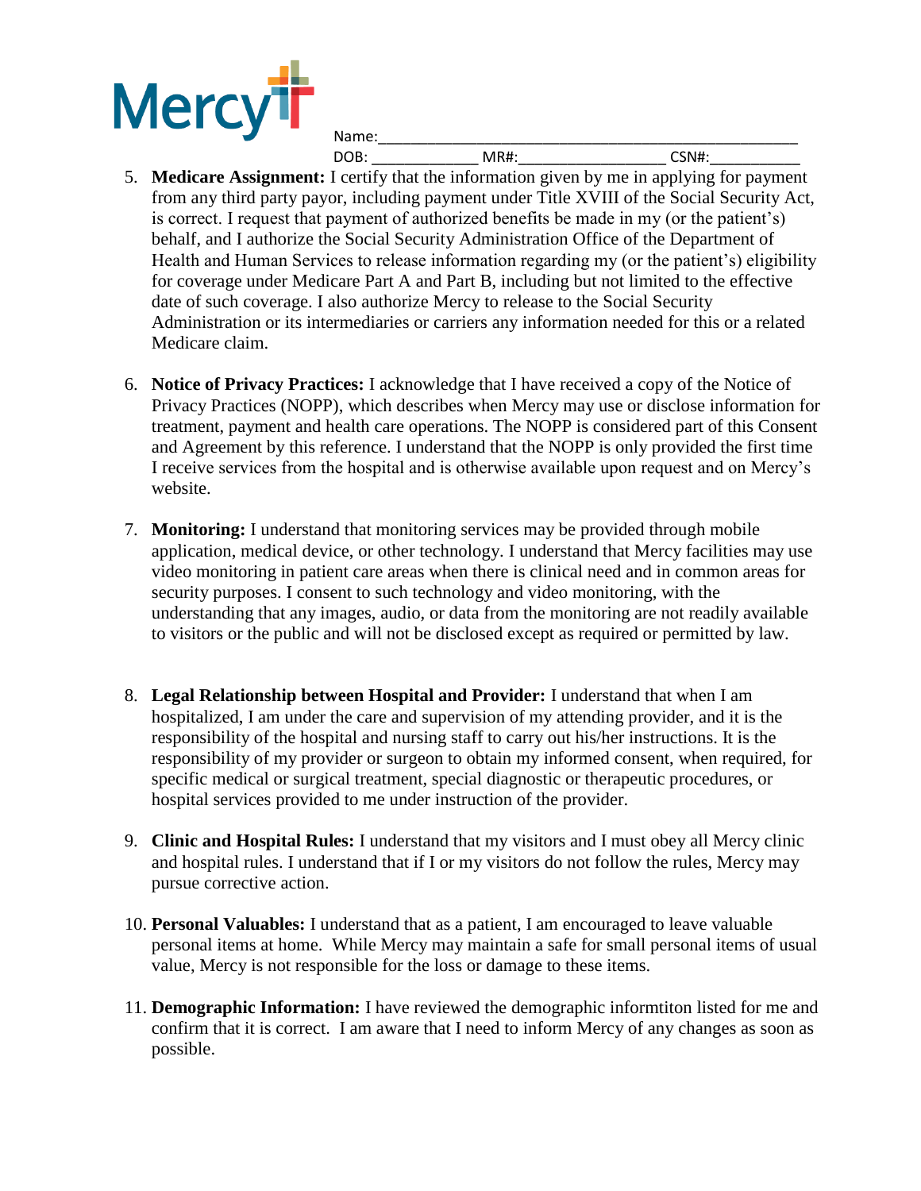Mercy

Name:_______________________________________________

DOB: ____________ MR#:_________________ CSN#:___________

5. **Medicare Assignment:** I certify that the information given by me in applying for payment from any third party payor, including payment under Title XVIII of the Social Security Act, is correct. I request that payment of authorized benefits be made in my (or the patient's) behalf, and I authorize the Social Security Administration Office of the Department of Health and Human Services to release information regarding my (or the patient's) eligibility for coverage under Medicare Part A and Part B, including but not limited to the effective date of such coverage. I also authorize Mercy to release to the Social Security Administration or its intermediaries or carriers any information needed for this or a related Medicare claim.

6. **Notice of Privacy Practices:** I acknowledge that I have received a copy of the Notice of Privacy Practices (NOPP), which describes when Mercy may use or disclose information for treatment, payment and health care operations. The NOPP is considered part of this Consent and Agreement by this reference. I understand that the NOPP is only provided the first time I receive services from the hospital and is otherwise available upon request and on Mercy's website.

7. **Monitoring:** I understand that monitoring services may be provided through mobile application, medical device, or other technology. I understand that Mercy facilities may use video monitoring in patient care areas when there is clinical need and in common areas for security purposes. I consent to such technology and video monitoring, with the understanding that any images, audio, or data from the monitoring are not readily available to visitors or the public and will not be disclosed except as required or permitted by law.

8. **Legal Relationship between Hospital and Provider:** I understand that when I am hospitalized, I am under the care and supervision of my attending provider, and it is the responsibility of the hospital and nursing staff to carry out his/her instructions. It is the responsibility of my provider or surgeon to obtain my informed consent, when required, for specific medical or surgical treatment, special diagnostic or therapeutic procedures, or hospital services provided to me under instruction of the provider.

9. **Clinic and Hospital Rules:** I understand that my visitors and I must obey all Mercy clinic and hospital rules. I understand that if I or my visitors do not follow the rules, Mercy may pursue corrective action.

10. **Personal Valuables:** I understand that as a patient, I am encouraged to leave valuable personal items at home. While Mercy may maintain a safe for small personal items of usual value, Mercy is not responsible for the loss or damage to these items.

11. **Demographic Information:** I have reviewed the demographic informtiton listed for me and confirm that it is correct. I am aware that I need to inform Mercy of any changes as soon as possible.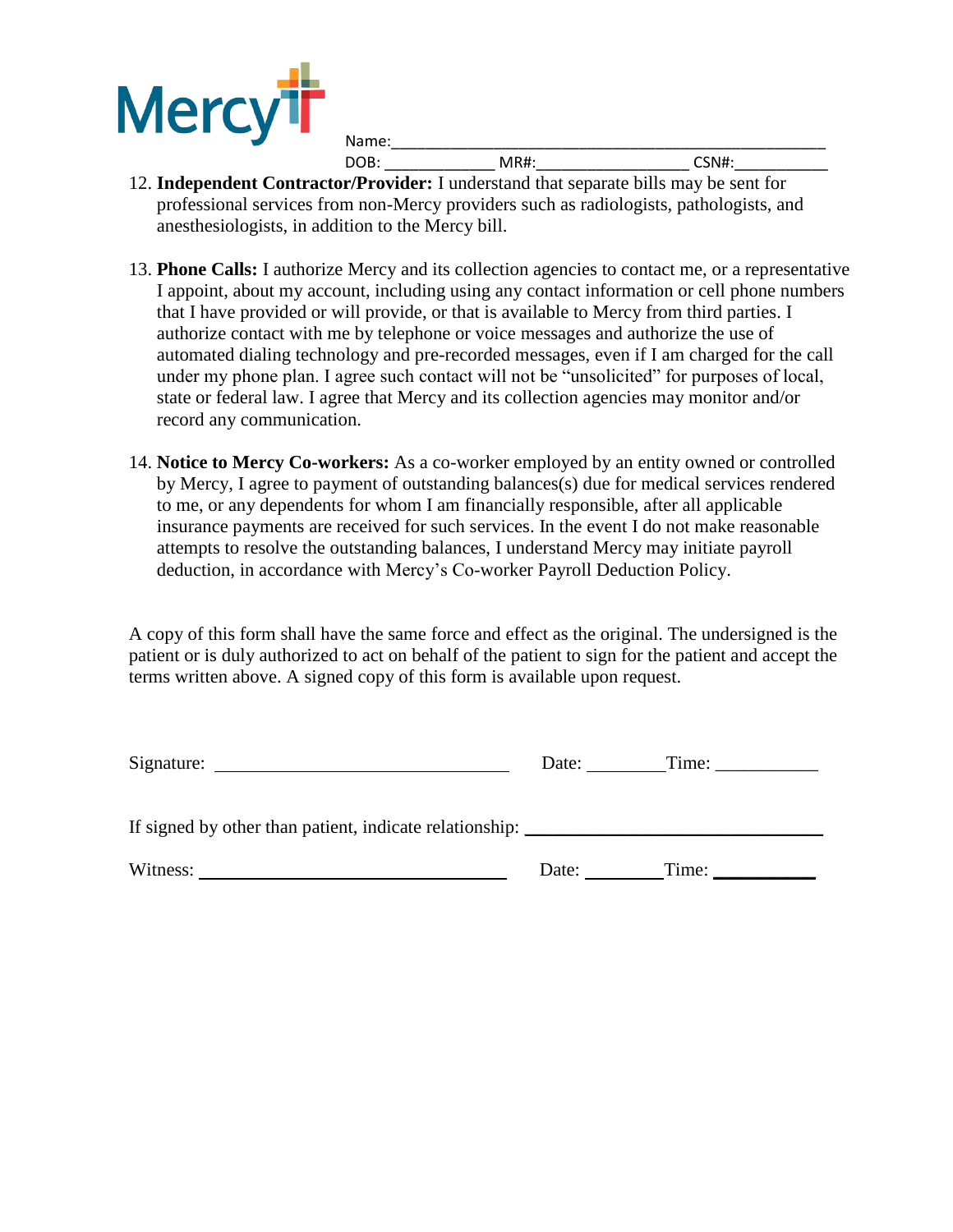Mercy

Name:\_\_\_\_\_\_\_\_\_\_\_\_\_\_\_\_\_\_\_\_\_\_\_\_\_\_\_\_\_\_\_\_\_\_\_\_\_\_\_\_\_\_\_\_\_\_\_\_\_\_

DOB: \_\_\_\_\_\_\_\_\_\_\_\_ MR#:\_\_\_\_\_\_\_\_\_\_\_\_\_\_\_\_\_ CSN#:\_\_\_\_\_\_\_\_\_\_\_

12. **Independent Contractor/Provider:** I understand that separate bills may be sent for professional services from non-Mercy providers such as radiologists, pathologists, and anesthesiologists, in addition to the Mercy bill.

13. **Phone Calls:** I authorize Mercy and its collection agencies to contact me, or a representative I appoint, about my account, including using any contact information or cell phone numbers that I have provided or will provide, or that is available to Mercy from third parties. I authorize contact with me by telephone or voice messages and authorize the use of automated dialing technology and pre-recorded messages, even if I am charged for the call under my phone plan. I agree such contact will not be "unsolicited" for purposes of local, state or federal law. I agree that Mercy and its collection agencies may monitor and/or record any communication.

14. **Notice to Mercy Co-workers:** As a co-worker employed by an entity owned or controlled by Mercy, I agree to payment of outstanding balances(s) due for medical services rendered to me, or any dependents for whom I am financially responsible, after all applicable insurance payments are received for such services. In the event I do not make reasonable attempts to resolve the outstanding balances, I understand Mercy may initiate payroll deduction, in accordance with Mercy's Co-worker Payroll Deduction Policy.

A copy of this form shall have the same force and effect as the original. The undersigned is the patient or is duly authorized to act on behalf of the patient to sign for the patient and accept the terms written above. A signed copy of this form is available upon request.

Signature: \_\_\_\_\_\_\_\_\_\_\_\_\_\_\_\_\_\_\_\_\_\_\_\_\_\_\_\_\_\_ Date: \_\_\_\_\_\_\_\_ Time: \_\_\_\_\_\_\_\_\_\_\_

If signed by other than patient, indicate relationship: \_\_\_\_\_\_\_\_\_\_\_\_\_\_\_\_\_\_\_\_\_\_\_\_\_\_\_\_\_\_

Witness: \_\_\_\_\_\_\_\_\_\_\_\_\_\_\_\_\_\_\_\_\_\_\_\_\_\_\_\_\_\_ Date: \_\_\_\_\_\_\_\_ Time: \_\_\_\_\_\_\_\_\_\_\_